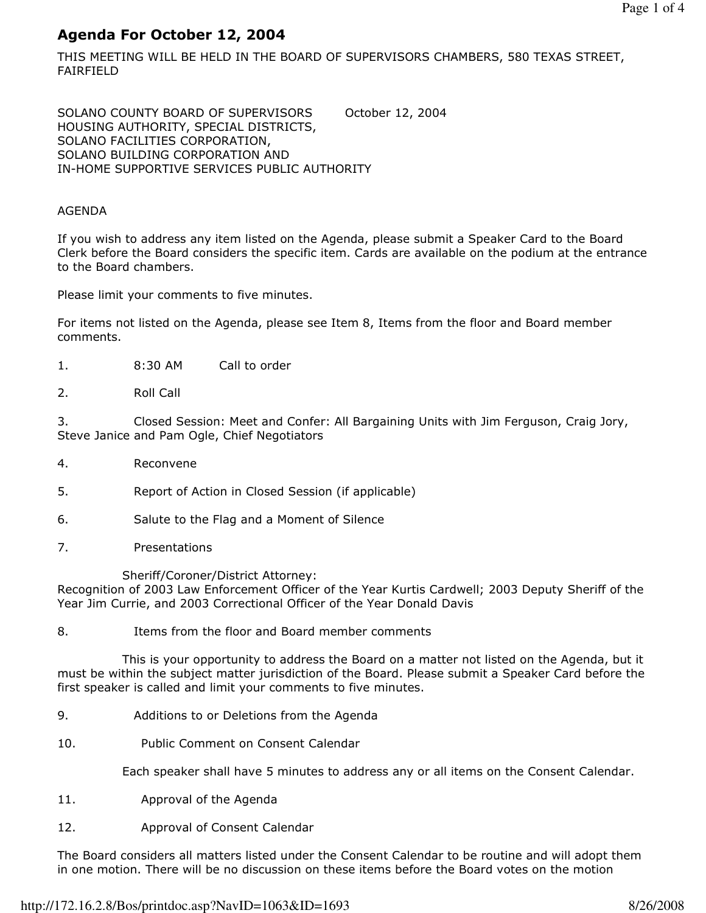# Agenda For October 12, 2004

THIS MEETING WILL BE HELD IN THE BOARD OF SUPERVISORS CHAMBERS, 580 TEXAS STREET, FAIRFIELD

SOLANO COUNTY BOARD OF SUPERVISORS October 12, 2004
HOUSING AUTHORITY, SPECIAL DISTRICTS,
SOLANO FACILITIES CORPORATION,
SOLANO BUILDING CORPORATION AND
IN-HOME SUPPORTIVE SERVICES PUBLIC AUTHORITY

AGENDA

If you wish to address any item listed on the Agenda, please submit a Speaker Card to the Board Clerk before the Board considers the specific item. Cards are available on the podium at the entrance to the Board chambers.

Please limit your comments to five minutes.

For items not listed on the Agenda, please see Item 8, Items from the floor and Board member comments.

1. 8:30 AM Call to order

2. Roll Call

3. Closed Session: Meet and Confer: All Bargaining Units with Jim Ferguson, Craig Jory, Steve Janice and Pam Ogle, Chief Negotiators

4. Reconvene

5. Report of Action in Closed Session (if applicable)

6. Salute to the Flag and a Moment of Silence

7. Presentations

   Sheriff/Coroner/District Attorney:
   Recognition of 2003 Law Enforcement Officer of the Year Kurtis Cardwell; 2003 Deputy Sheriff of the Year Jim Currie, and 2003 Correctional Officer of the Year Donald Davis

8. Items from the floor and Board member comments

   This is your opportunity to address the Board on a matter not listed on the Agenda, but it must be within the subject matter jurisdiction of the Board. Please submit a Speaker Card before the first speaker is called and limit your comments to five minutes.

9. Additions to or Deletions from the Agenda

10. Public Comment on Consent Calendar

    Each speaker shall have 5 minutes to address any or all items on the Consent Calendar.

11. Approval of the Agenda

12. Approval of Consent Calendar

The Board considers all matters listed under the Consent Calendar to be routine and will adopt them in one motion. There will be no discussion on these items before the Board votes on the motion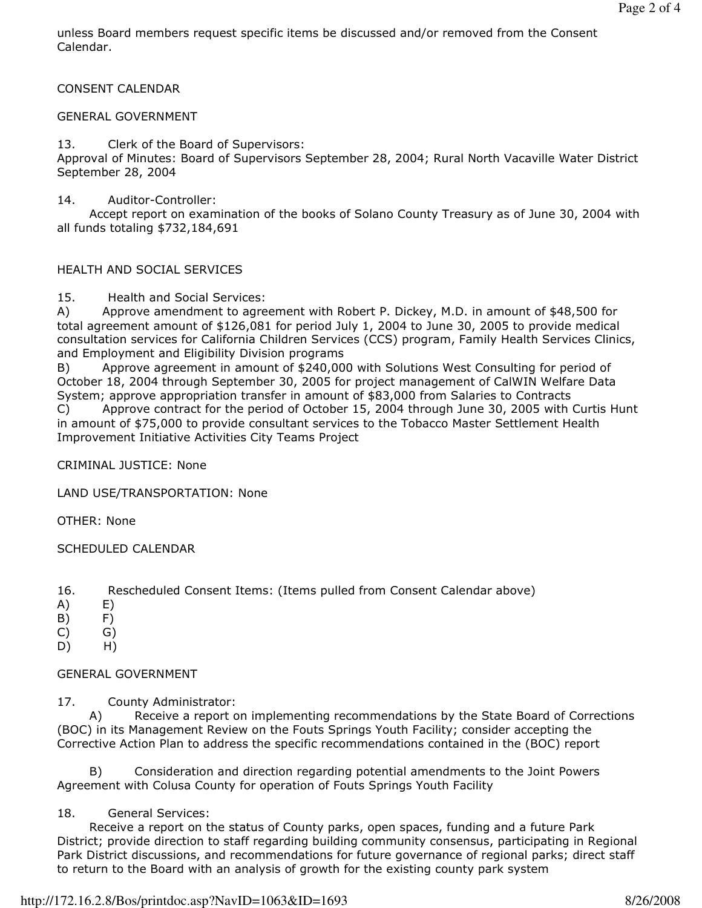unless Board members request specific items be discussed and/or removed from the Consent Calendar.

CONSENT CALENDAR

GENERAL GOVERNMENT

13. Clerk of the Board of Supervisors:
Approval of Minutes: Board of Supervisors September 28, 2004; Rural North Vacaville Water District September 28, 2004

14. Auditor-Controller:
Accept report on examination of the books of Solano County Treasury as of June 30, 2004 with all funds totaling $732,184,691

HEALTH AND SOCIAL SERVICES

15. Health and Social Services:
A) Approve amendment to agreement with Robert P. Dickey, M.D. in amount of $48,500 for total agreement amount of $126,081 for period July 1, 2004 to June 30, 2005 to provide medical consultation services for California Children Services (CCS) program, Family Health Services Clinics, and Employment and Eligibility Division programs
B) Approve agreement in amount of $240,000 with Solutions West Consulting for period of October 18, 2004 through September 30, 2005 for project management of CalWIN Welfare Data System; approve appropriation transfer in amount of $83,000 from Salaries to Contracts
C) Approve contract for the period of October 15, 2004 through June 30, 2005 with Curtis Hunt in amount of $75,000 to provide consultant services to the Tobacco Master Settlement Health Improvement Initiative Activities City Teams Project

CRIMINAL JUSTICE: None

LAND USE/TRANSPORTATION: None

OTHER: None

SCHEDULED CALENDAR

16. Rescheduled Consent Items: (Items pulled from Consent Calendar above)
A) E)
B) F)
C) G)
D) H)

GENERAL GOVERNMENT

17. County Administrator:
A) Receive a report on implementing recommendations by the State Board of Corrections (BOC) in its Management Review on the Fouts Springs Youth Facility; consider accepting the Corrective Action Plan to address the specific recommendations contained in the (BOC) report

B) Consideration and direction regarding potential amendments to the Joint Powers Agreement with Colusa County for operation of Fouts Springs Youth Facility

18. General Services:
Receive a report on the status of County parks, open spaces, funding and a future Park District; provide direction to staff regarding building community consensus, participating in Regional Park District discussions, and recommendations for future governance of regional parks; direct staff to return to the Board with an analysis of growth for the existing county park system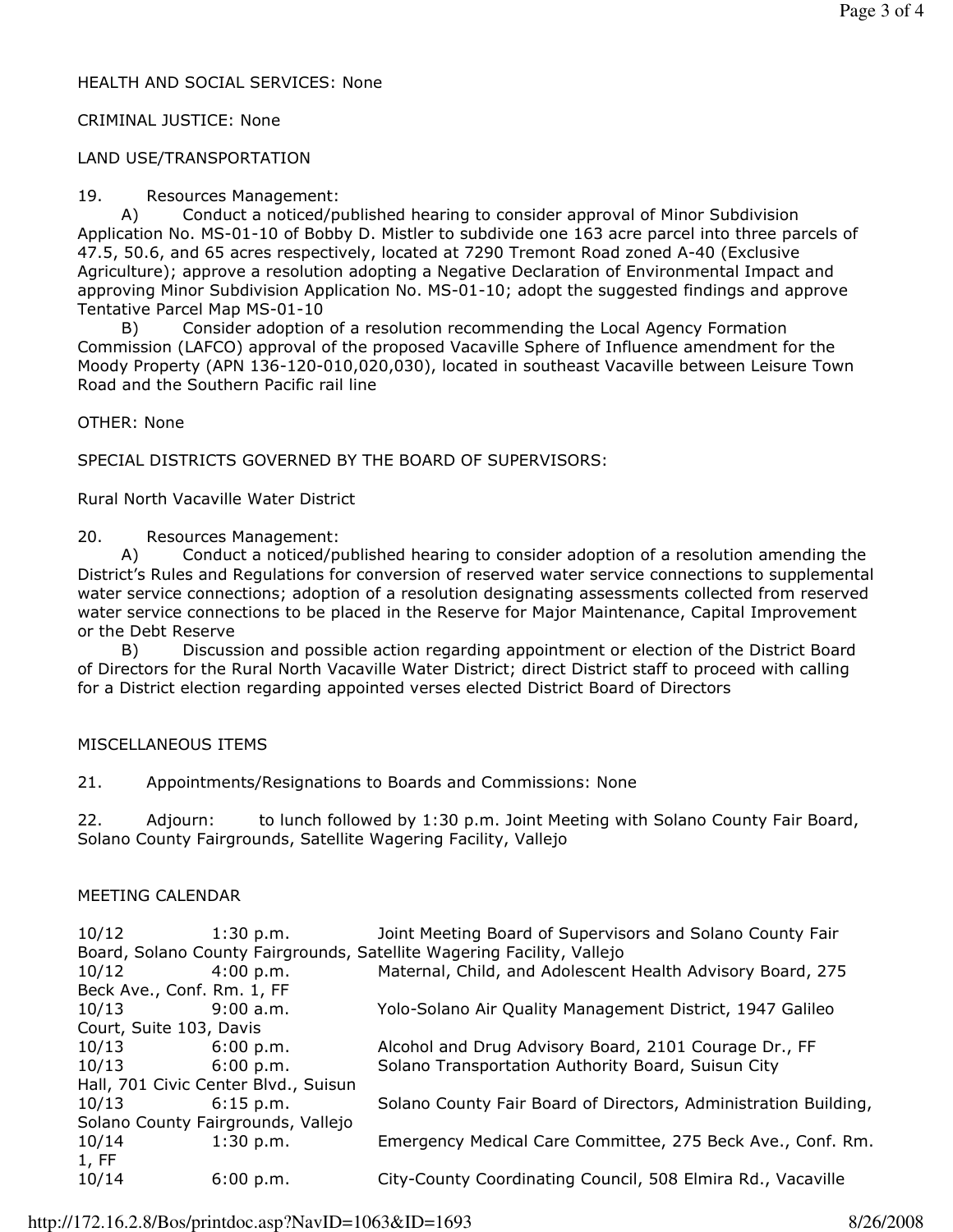HEALTH AND SOCIAL SERVICES: None

CRIMINAL JUSTICE: None

LAND USE/TRANSPORTATION

19. Resources Management:

A) Conduct a noticed/published hearing to consider approval of Minor Subdivision Application No. MS-01-10 of Bobby D. Mistler to subdivide one 163 acre parcel into three parcels of 47.5, 50.6, and 65 acres respectively, located at 7290 Tremont Road zoned A-40 (Exclusive Agriculture); approve a resolution adopting a Negative Declaration of Environmental Impact and approving Minor Subdivision Application No. MS-01-10; adopt the suggested findings and approve Tentative Parcel Map MS-01-10

B) Consider adoption of a resolution recommending the Local Agency Formation Commission (LAFCO) approval of the proposed Vacaville Sphere of Influence amendment for the Moody Property (APN 136-120-010,020,030), located in southeast Vacaville between Leisure Town Road and the Southern Pacific rail line

OTHER: None

SPECIAL DISTRICTS GOVERNED BY THE BOARD OF SUPERVISORS:

Rural North Vacaville Water District

20. Resources Management:

A) Conduct a noticed/published hearing to consider adoption of a resolution amending the District's Rules and Regulations for conversion of reserved water service connections to supplemental water service connections; adoption of a resolution designating assessments collected from reserved water service connections to be placed in the Reserve for Major Maintenance, Capital Improvement or the Debt Reserve

B) Discussion and possible action regarding appointment or election of the District Board of Directors for the Rural North Vacaville Water District; direct District staff to proceed with calling for a District election regarding appointed verses elected District Board of Directors

MISCELLANEOUS ITEMS

21. Appointments/Resignations to Boards and Commissions: None

22. Adjourn: to lunch followed by 1:30 p.m. Joint Meeting with Solano County Fair Board, Solano County Fairgrounds, Satellite Wagering Facility, Vallejo

MEETING CALENDAR

| | | |
|---|---|---|
| 10/12 | 1:30 p.m. | Joint Meeting Board of Supervisors and Solano County Fair Board, Solano County Fairgrounds, Satellite Wagering Facility, Vallejo |
| 10/12 | 4:00 p.m. | Maternal, Child, and Adolescent Health Advisory Board, 275 Beck Ave., Conf. Rm. 1, FF |
| 10/13 | 9:00 a.m. | Yolo-Solano Air Quality Management District, 1947 Galileo Court, Suite 103, Davis |
| 10/13 | 6:00 p.m. | Alcohol and Drug Advisory Board, 2101 Courage Dr., FF |
| 10/13 | 6:00 p.m. | Solano Transportation Authority Board, Suisun City Hall, 701 Civic Center Blvd., Suisun |
| 10/13 | 6:15 p.m. | Solano County Fair Board of Directors, Administration Building, Solano County Fairgrounds, Vallejo |
| 10/14 | 1:30 p.m. | Emergency Medical Care Committee, 275 Beck Ave., Conf. Rm. 1, FF |
| 10/14 | 6:00 p.m. | City-County Coordinating Council, 508 Elmira Rd., Vacaville |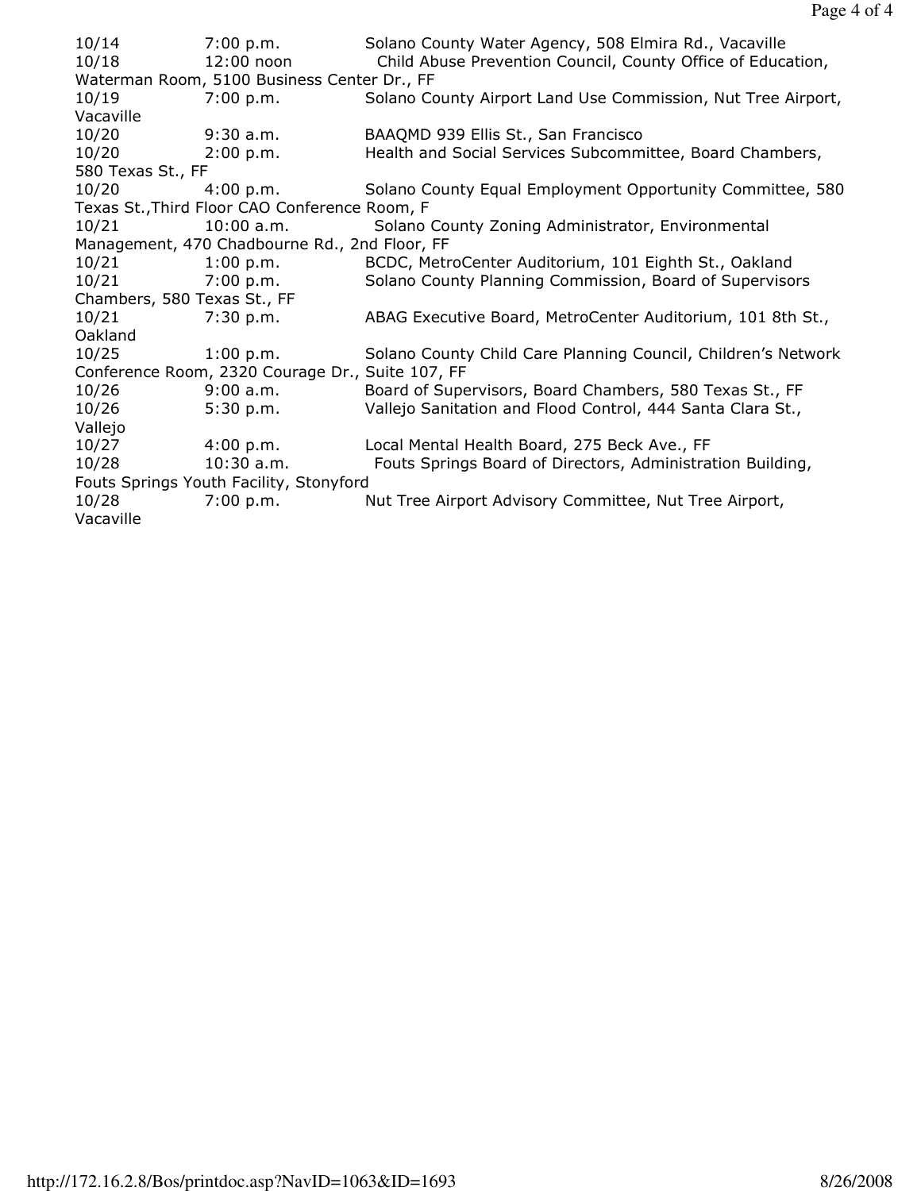| | | |
|---|---|---|
| 10/14 | 7:00 p.m. | Solano County Water Agency, 508 Elmira Rd., Vacaville |
| 10/18 | 12:00 noon | Child Abuse Prevention Council, County Office of Education, Waterman Room, 5100 Business Center Dr., FF |
| 10/19 | 7:00 p.m. | Solano County Airport Land Use Commission, Nut Tree Airport, Vacaville |
| 10/20 | 9:30 a.m. | BAAQMD 939 Ellis St., San Francisco |
| 10/20 | 2:00 p.m. | Health and Social Services Subcommittee, Board Chambers, 580 Texas St., FF |
| 10/20 | 4:00 p.m. | Solano County Equal Employment Opportunity Committee, 580 Texas St.,Third Floor CAO Conference Room, F |
| 10/21 | 10:00 a.m. | Solano County Zoning Administrator, Environmental Management, 470 Chadbourne Rd., 2nd Floor, FF |
| 10/21 | 1:00 p.m. | BCDC, MetroCenter Auditorium, 101 Eighth St., Oakland |
| 10/21 | 7:00 p.m. | Solano County Planning Commission, Board of Supervisors Chambers, 580 Texas St., FF |
| 10/21 | 7:30 p.m. | ABAG Executive Board, MetroCenter Auditorium, 101 8th St., Oakland |
| 10/25 | 1:00 p.m. | Solano County Child Care Planning Council, Children's Network Conference Room, 2320 Courage Dr., Suite 107, FF |
| 10/26 | 9:00 a.m. | Board of Supervisors, Board Chambers, 580 Texas St., FF |
| 10/26 | 5:30 p.m. | Vallejo Sanitation and Flood Control, 444 Santa Clara St., Vallejo |
| 10/27 | 4:00 p.m. | Local Mental Health Board, 275 Beck Ave., FF |
| 10/28 | 10:30 a.m. | Fouts Springs Board of Directors, Administration Building, Fouts Springs Youth Facility, Stonyford |
| 10/28 | 7:00 p.m. | Nut Tree Airport Advisory Committee, Nut Tree Airport, Vacaville |